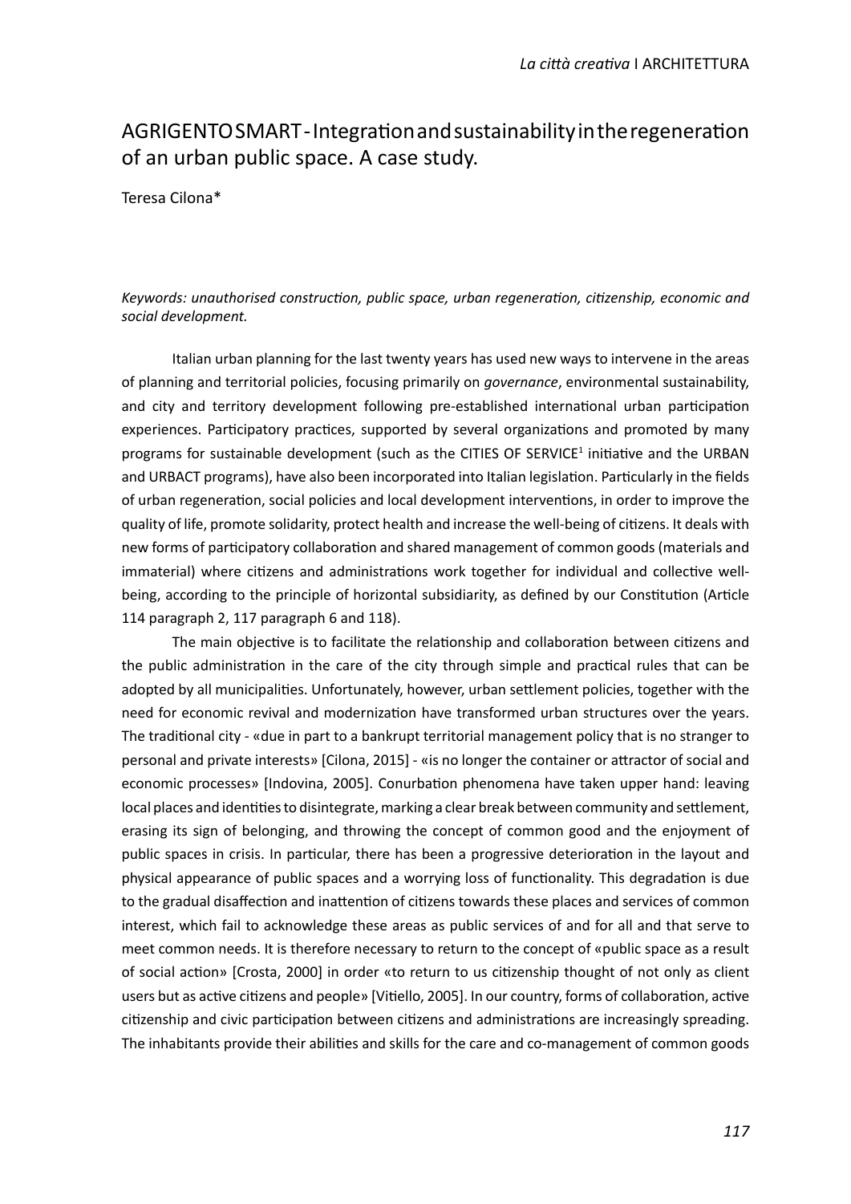# AGRIGENTO SMART - Integration and sustainability in the regeneration of an urban public space. A case study.

Teresa Cilona*

*Keywords: unauthorised construction, public space, urban regeneration, citizenship, economic and social development.*

Italian urban planning for the last twenty years has used new ways to intervene in the areas of planning and territorial policies, focusing primarily on *governance*, environmental sustainability, and city and territory development following pre-established international urban participation experiences. Participatory practices, supported by several organizations and promoted by many programs for sustainable development (such as the CITIES OF SERVICE[1] initiative and the URBAN and URBACT programs), have also been incorporated into Italian legislation. Particularly in the fields of urban regeneration, social policies and local development interventions, in order to improve the quality of life, promote solidarity, protect health and increase the well-being of citizens. It deals with new forms of participatory collaboration and shared management of common goods (materials and immaterial) where citizens and administrations work together for individual and collective well-being, according to the principle of horizontal subsidiarity, as defined by our Constitution (Article 114 paragraph 2, 117 paragraph 6 and 118).

The main objective is to facilitate the relationship and collaboration between citizens and the public administration in the care of the city through simple and practical rules that can be adopted by all municipalities. Unfortunately, however, urban settlement policies, together with the need for economic revival and modernization have transformed urban structures over the years. The traditional city - «due in part to a bankrupt territorial management policy that is no stranger to personal and private interests» [Cilona, 2015] - «is no longer the container or attractor of social and economic processes» [Indovina, 2005]. Conurbation phenomena have taken upper hand: leaving local places and identities to disintegrate, marking a clear break between community and settlement, erasing its sign of belonging, and throwing the concept of common good and the enjoyment of public spaces in crisis. In particular, there has been a progressive deterioration in the layout and physical appearance of public spaces and a worrying loss of functionality. This degradation is due to the gradual disaffection and inattention of citizens towards these places and services of common interest, which fail to acknowledge these areas as public services of and for all and that serve to meet common needs. It is therefore necessary to return to the concept of «public space as a result of social action» [Crosta, 2000] in order «to return to us citizenship thought of not only as client users but as active citizens and people» [Vitiello, 2005]. In our country, forms of collaboration, active citizenship and civic participation between citizens and administrations are increasingly spreading. The inhabitants provide their abilities and skills for the care and co-management of common goods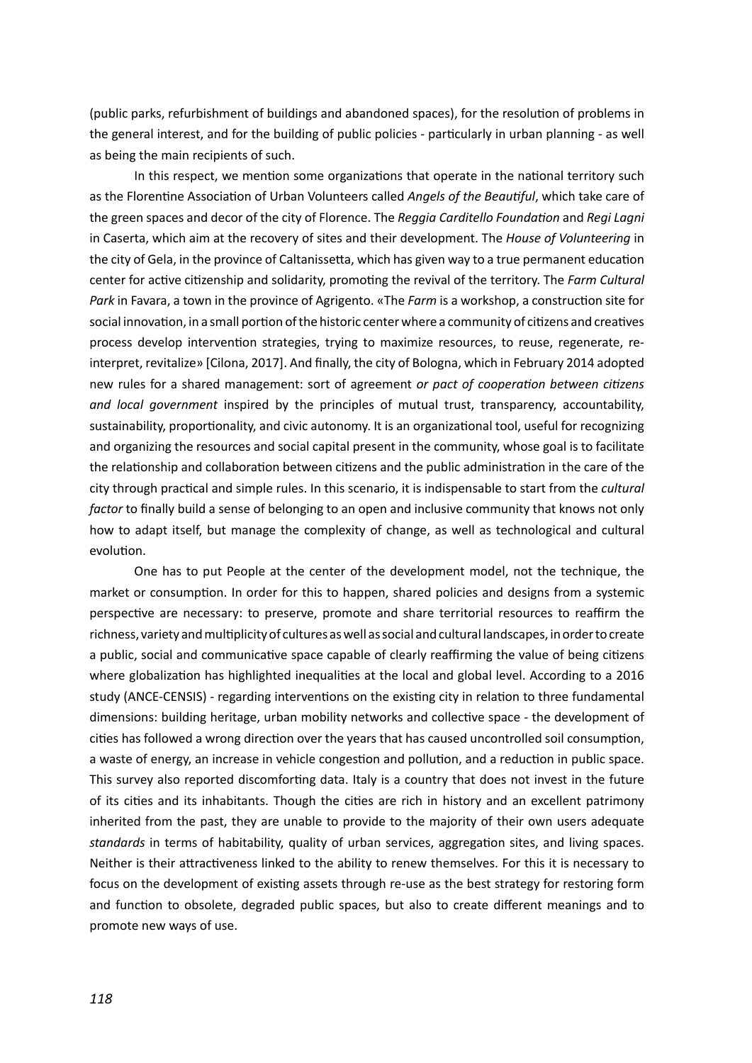(public parks, refurbishment of buildings and abandoned spaces), for the resolution of problems in the general interest, and for the building of public policies - particularly in urban planning - as well as being the main recipients of such.

In this respect, we mention some organizations that operate in the national territory such as the Florentine Association of Urban Volunteers called *Angels of the Beautiful*, which take care of the green spaces and decor of the city of Florence. The *Reggia Carditello Foundation* and *Regi Lagni* in Caserta, which aim at the recovery of sites and their development. The *House of Volunteering* in the city of Gela, in the province of Caltanissetta, which has given way to a true permanent education center for active citizenship and solidarity, promoting the revival of the territory. The *Farm Cultural Park* in Favara, a town in the province of Agrigento. «The *Farm* is a workshop, a construction site for social innovation, in a small portion of the historic center where a community of citizens and creatives process develop intervention strategies, trying to maximize resources, to reuse, regenerate, re-interpret, revitalize» [Cilona, 2017]. And finally, the city of Bologna, which in February 2014 adopted new rules for a shared management: sort of agreement *or pact of cooperation between citizens and local government* inspired by the principles of mutual trust, transparency, accountability, sustainability, proportionality, and civic autonomy. It is an organizational tool, useful for recognizing and organizing the resources and social capital present in the community, whose goal is to facilitate the relationship and collaboration between citizens and the public administration in the care of the city through practical and simple rules. In this scenario, it is indispensable to start from the *cultural factor* to finally build a sense of belonging to an open and inclusive community that knows not only how to adapt itself, but manage the complexity of change, as well as technological and cultural evolution.

One has to put People at the center of the development model, not the technique, the market or consumption. In order for this to happen, shared policies and designs from a systemic perspective are necessary: to preserve, promote and share territorial resources to reaffirm the richness, variety and multiplicity of cultures as well as social and cultural landscapes, in order to create a public, social and communicative space capable of clearly reaffirming the value of being citizens where globalization has highlighted inequalities at the local and global level. According to a 2016 study (ANCE-CENSIS) - regarding interventions on the existing city in relation to three fundamental dimensions: building heritage, urban mobility networks and collective space - the development of cities has followed a wrong direction over the years that has caused uncontrolled soil consumption, a waste of energy, an increase in vehicle congestion and pollution, and a reduction in public space. This survey also reported discomforting data. Italy is a country that does not invest in the future of its cities and its inhabitants. Though the cities are rich in history and an excellent patrimony inherited from the past, they are unable to provide to the majority of their own users adequate *standards* in terms of habitability, quality of urban services, aggregation sites, and living spaces. Neither is their attractiveness linked to the ability to renew themselves. For this it is necessary to focus on the development of existing assets through re-use as the best strategy for restoring form and function to obsolete, degraded public spaces, but also to create different meanings and to promote new ways of use.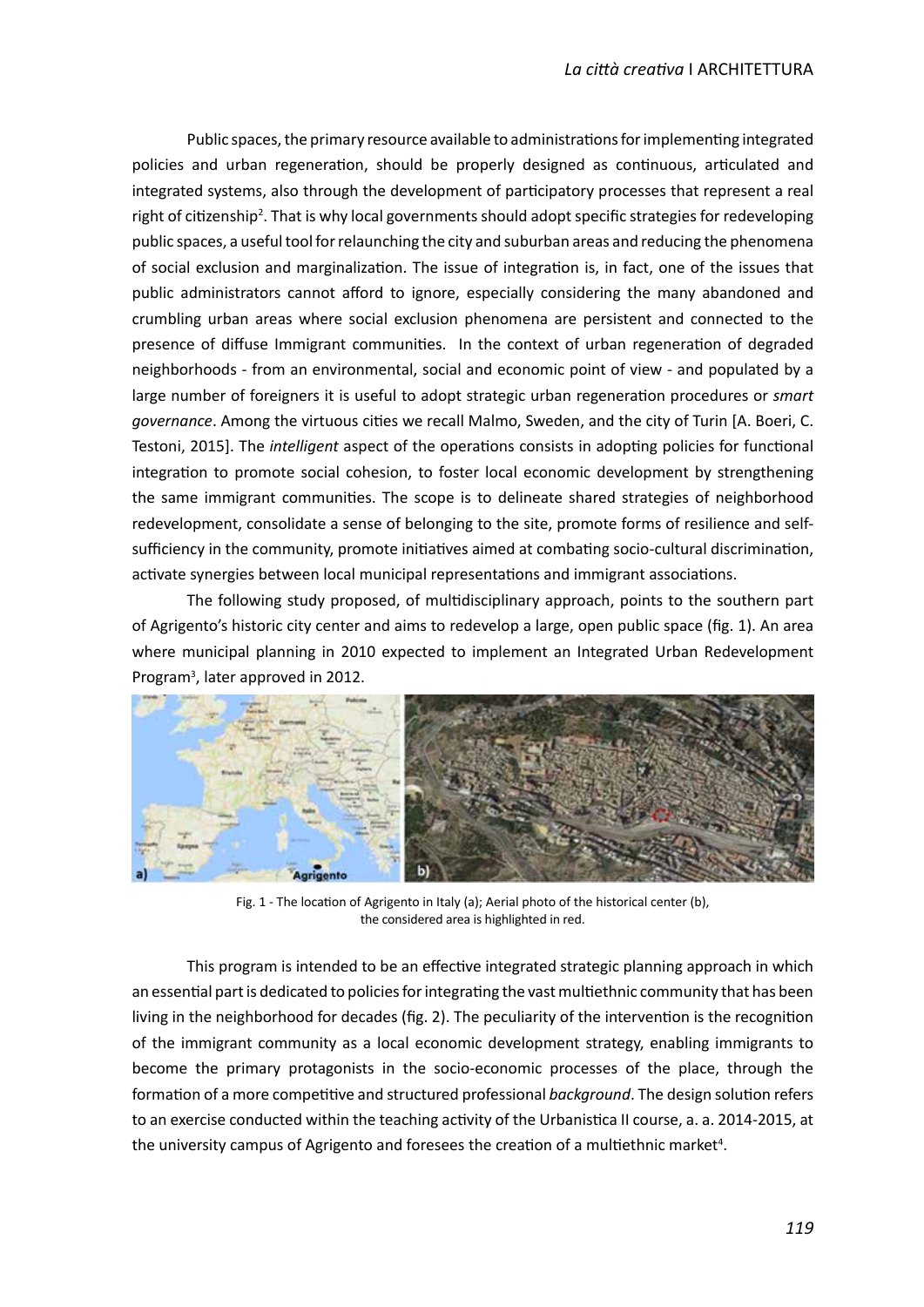Public spaces, the primary resource available to administrations for implementing integrated policies and urban regeneration, should be properly designed as continuous, articulated and integrated systems, also through the development of participatory processes that represent a real right of citizenship[2]. That is why local governments should adopt specific strategies for redeveloping public spaces, a useful tool for relaunching the city and suburban areas and reducing the phenomena of social exclusion and marginalization. The issue of integration is, in fact, one of the issues that public administrators cannot afford to ignore, especially considering the many abandoned and crumbling urban areas where social exclusion phenomena are persistent and connected to the presence of diffuse Immigrant communities. In the context of urban regeneration of degraded neighborhoods - from an environmental, social and economic point of view - and populated by a large number of foreigners it is useful to adopt strategic urban regeneration procedures or *smart governance*. Among the virtuous cities we recall Malmo, Sweden, and the city of Turin [A. Boeri, C. Testoni, 2015]. The *intelligent* aspect of the operations consists in adopting policies for functional integration to promote social cohesion, to foster local economic development by strengthening the same immigrant communities. The scope is to delineate shared strategies of neighborhood redevelopment, consolidate a sense of belonging to the site, promote forms of resilience and self-sufficiency in the community, promote initiatives aimed at combating socio-cultural discrimination, activate synergies between local municipal representations and immigrant associations.

The following study proposed, of multidisciplinary approach, points to the southern part of Agrigento's historic city center and aims to redevelop a large, open public space (fig. 1). An area where municipal planning in 2010 expected to implement an Integrated Urban Redevelopment Program[3], later approved in 2012.

Fig. 1 - The location of Agrigento in Italy (a); Aerial photo of the historical center (b), the considered area is highlighted in red.

This program is intended to be an effective integrated strategic planning approach in which an essential part is dedicated to policies for integrating the vast multiethnic community that has been living in the neighborhood for decades (fig. 2). The peculiarity of the intervention is the recognition of the immigrant community as a local economic development strategy, enabling immigrants to become the primary protagonists in the socio-economic processes of the place, through the formation of a more competitive and structured professional *background*. The design solution refers to an exercise conducted within the teaching activity of the Urbanistica II course, a. a. 2014-2015, at the university campus of Agrigento and foresees the creation of a multiethnic market[4].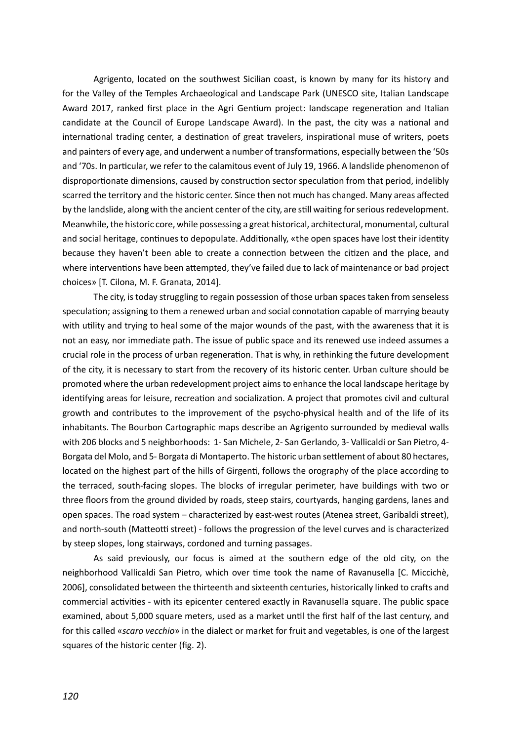Agrigento, located on the southwest Sicilian coast, is known by many for its history and for the Valley of the Temples Archaeological and Landscape Park (UNESCO site, Italian Landscape Award 2017, ranked first place in the Agri Gentium project: landscape regeneration and Italian candidate at the Council of Europe Landscape Award). In the past, the city was a national and international trading center, a destination of great travelers, inspirational muse of writers, poets and painters of every age, and underwent a number of transformations, especially between the '50s and '70s. In particular, we refer to the calamitous event of July 19, 1966. A landslide phenomenon of disproportionate dimensions, caused by construction sector speculation from that period, indelibly scarred the territory and the historic center. Since then not much has changed. Many areas affected by the landslide, along with the ancient center of the city, are still waiting for serious redevelopment. Meanwhile, the historic core, while possessing a great historical, architectural, monumental, cultural and social heritage, continues to depopulate. Additionally, «the open spaces have lost their identity because they haven't been able to create a connection between the citizen and the place, and where interventions have been attempted, they've failed due to lack of maintenance or bad project choices» [T. Cilona, M. F. Granata, 2014].

The city, is today struggling to regain possession of those urban spaces taken from senseless speculation; assigning to them a renewed urban and social connotation capable of marrying beauty with utility and trying to heal some of the major wounds of the past, with the awareness that it is not an easy, nor immediate path. The issue of public space and its renewed use indeed assumes a crucial role in the process of urban regeneration. That is why, in rethinking the future development of the city, it is necessary to start from the recovery of its historic center. Urban culture should be promoted where the urban redevelopment project aims to enhance the local landscape heritage by identifying areas for leisure, recreation and socialization. A project that promotes civil and cultural growth and contributes to the improvement of the psycho-physical health and of the life of its inhabitants. The Bourbon Cartographic maps describe an Agrigento surrounded by medieval walls with 206 blocks and 5 neighborhoods: 1- San Michele, 2- San Gerlando, 3- Vallicaldi or San Pietro, 4- Borgata del Molo, and 5- Borgata di Montaperto. The historic urban settlement of about 80 hectares, located on the highest part of the hills of Girgenti, follows the orography of the place according to the terraced, south-facing slopes. The blocks of irregular perimeter, have buildings with two or three floors from the ground divided by roads, steep stairs, courtyards, hanging gardens, lanes and open spaces. The road system – characterized by east-west routes (Atenea street, Garibaldi street), and north-south (Matteotti street) - follows the progression of the level curves and is characterized by steep slopes, long stairways, cordoned and turning passages.

As said previously, our focus is aimed at the southern edge of the old city, on the neighborhood Vallicaldi San Pietro, which over time took the name of Ravanusella [C. Miccichè, 2006], consolidated between the thirteenth and sixteenth centuries, historically linked to crafts and commercial activities - with its epicenter centered exactly in Ravanusella square. The public space examined, about 5,000 square meters, used as a market until the first half of the last century, and for this called «*scaro vecchio*» in the dialect or market for fruit and vegetables, is one of the largest squares of the historic center (fig. 2).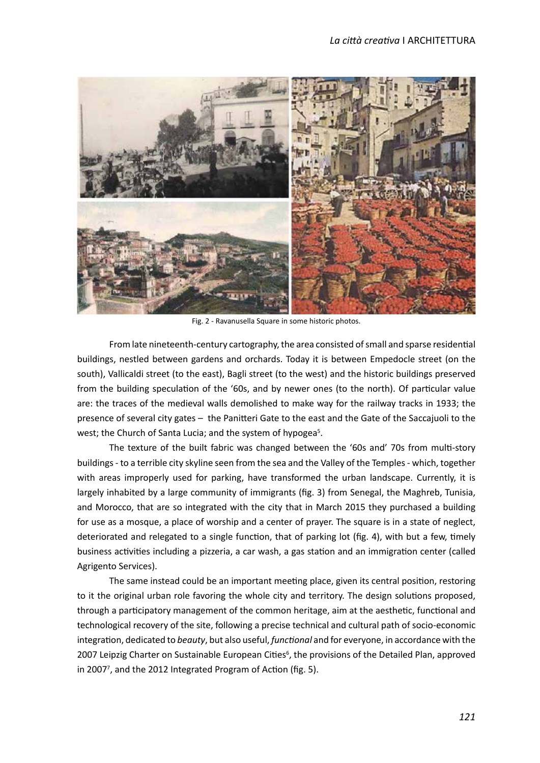Fig. 2 - Ravanusella Square in some historic photos.

From late nineteenth-century cartography, the area consisted of small and sparse residential buildings, nestled between gardens and orchards. Today it is between Empedocle street (on the south), Vallicaldi street (to the east), Bagli street (to the west) and the historic buildings preserved from the building speculation of the '60s, and by newer ones (to the north). Of particular value are: the traces of the medieval walls demolished to make way for the railway tracks in 1933; the presence of several city gates – the Panitteri Gate to the east and the Gate of the Saccajuoli to the west; the Church of Santa Lucia; and the system of hypogea[5].

The texture of the built fabric was changed between the '60s and' 70s from multi-story buildings - to a terrible city skyline seen from the sea and the Valley of the Temples - which, together with areas improperly used for parking, have transformed the urban landscape. Currently, it is largely inhabited by a large community of immigrants (fig. 3) from Senegal, the Maghreb, Tunisia, and Morocco, that are so integrated with the city that in March 2015 they purchased a building for use as a mosque, a place of worship and a center of prayer. The square is in a state of neglect, deteriorated and relegated to a single function, that of parking lot (fig. 4), with but a few, timely business activities including a pizzeria, a car wash, a gas station and an immigration center (called Agrigento Services).

The same instead could be an important meeting place, given its central position, restoring to it the original urban role favoring the whole city and territory. The design solutions proposed, through a participatory management of the common heritage, aim at the aesthetic, functional and technological recovery of the site, following a precise technical and cultural path of socio-economic integration, dedicated to *beauty*, but also useful, *functional* and for everyone, in accordance with the 2007 Leipzig Charter on Sustainable European Cities[6], the provisions of the Detailed Plan, approved in 2007[7], and the 2012 Integrated Program of Action (fig. 5).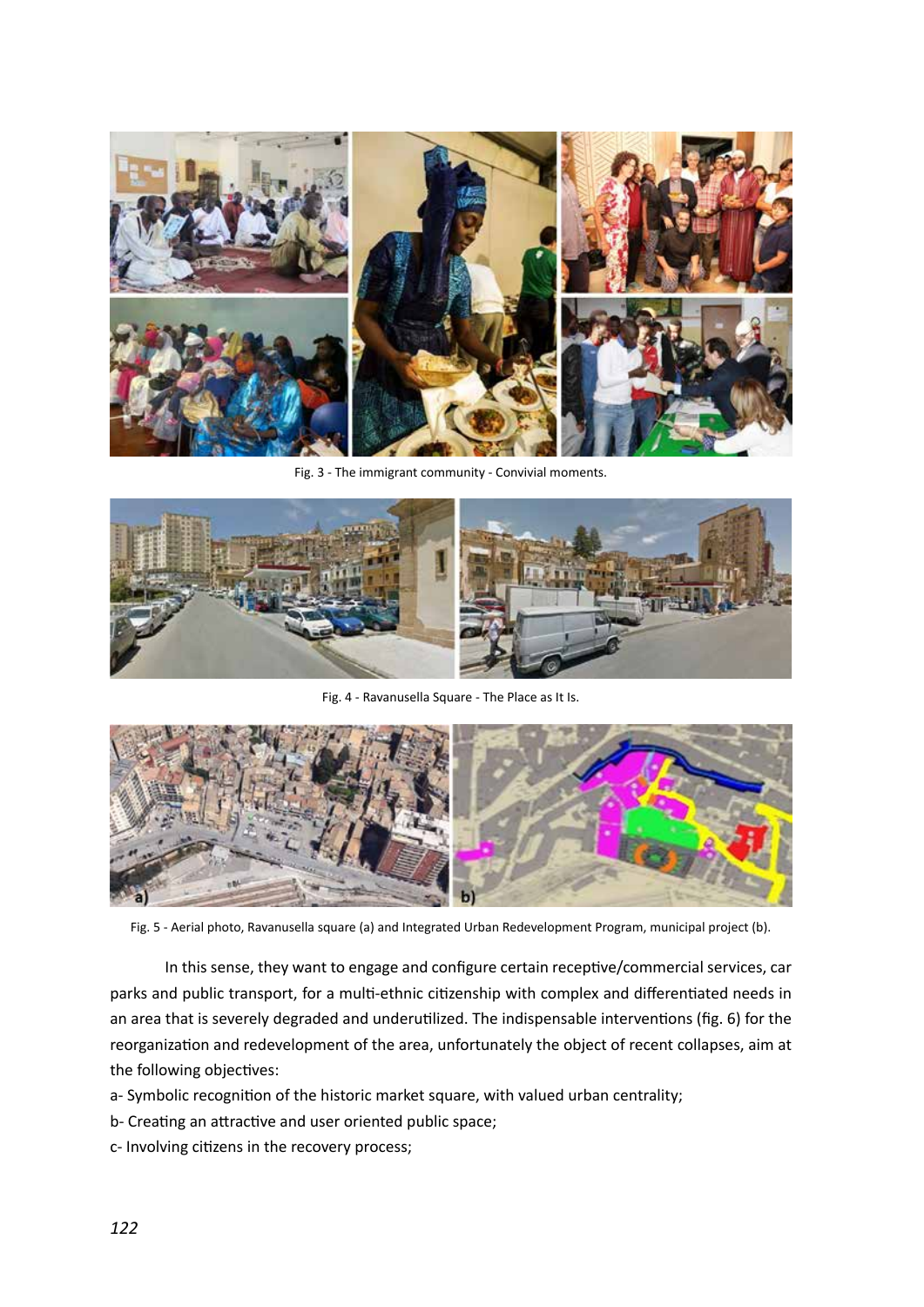Fig. 3 - The immigrant community - Convivial moments.

Fig. 4 - Ravanusella Square - The Place as It Is.

Fig. 5 - Aerial photo, Ravanusella square (a) and Integrated Urban Redevelopment Program, municipal project (b).

In this sense, they want to engage and configure certain receptive/commercial services, car parks and public transport, for a multi-ethnic citizenship with complex and differentiated needs in an area that is severely degraded and underutilized. The indispensable interventions (fig. 6) for the reorganization and redevelopment of the area, unfortunately the object of recent collapses, aim at the following objectives:

a- Symbolic recognition of the historic market square, with valued urban centrality;

b- Creating an attractive and user oriented public space;

c- Involving citizens in the recovery process;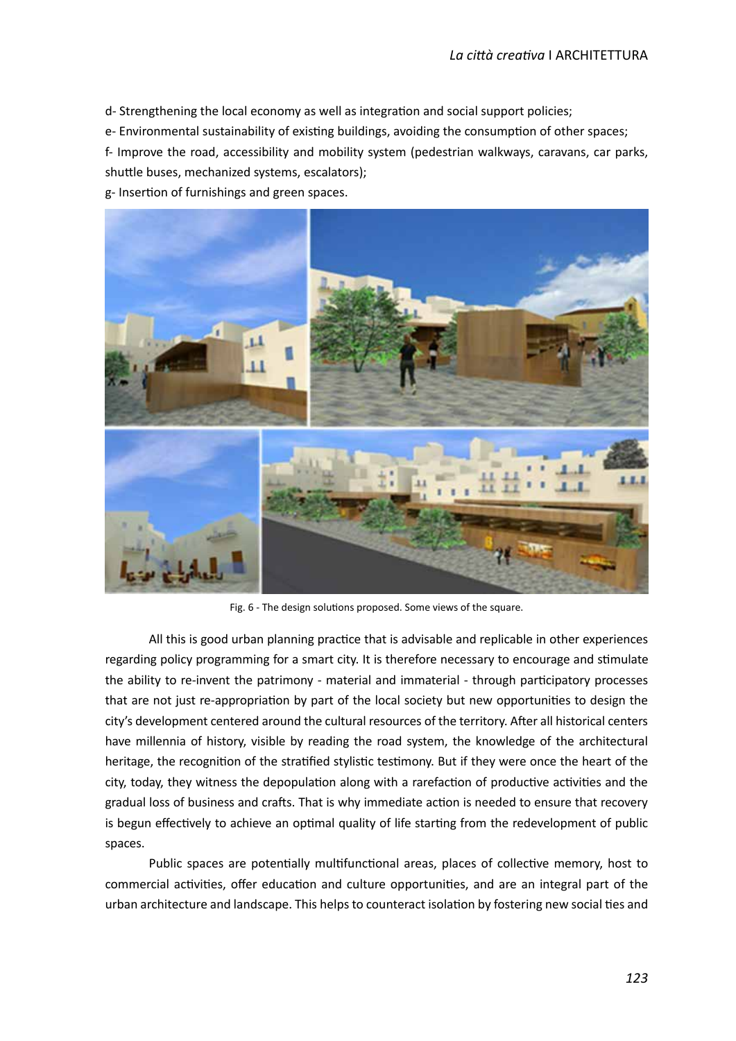d- Strengthening the local economy as well as integration and social support policies;

e- Environmental sustainability of existing buildings, avoiding the consumption of other spaces;

f- Improve the road, accessibility and mobility system (pedestrian walkways, caravans, car parks, shuttle buses, mechanized systems, escalators);

g- Insertion of furnishings and green spaces.

Fig. 6 - The design solutions proposed. Some views of the square.

All this is good urban planning practice that is advisable and replicable in other experiences regarding policy programming for a smart city. It is therefore necessary to encourage and stimulate the ability to re-invent the patrimony - material and immaterial - through participatory processes that are not just re-appropriation by part of the local society but new opportunities to design the city's development centered around the cultural resources of the territory. After all historical centers have millennia of history, visible by reading the road system, the knowledge of the architectural heritage, the recognition of the stratified stylistic testimony. But if they were once the heart of the city, today, they witness the depopulation along with a rarefaction of productive activities and the gradual loss of business and crafts. That is why immediate action is needed to ensure that recovery is begun effectively to achieve an optimal quality of life starting from the redevelopment of public spaces.

Public spaces are potentially multifunctional areas, places of collective memory, host to commercial activities, offer education and culture opportunities, and are an integral part of the urban architecture and landscape. This helps to counteract isolation by fostering new social ties and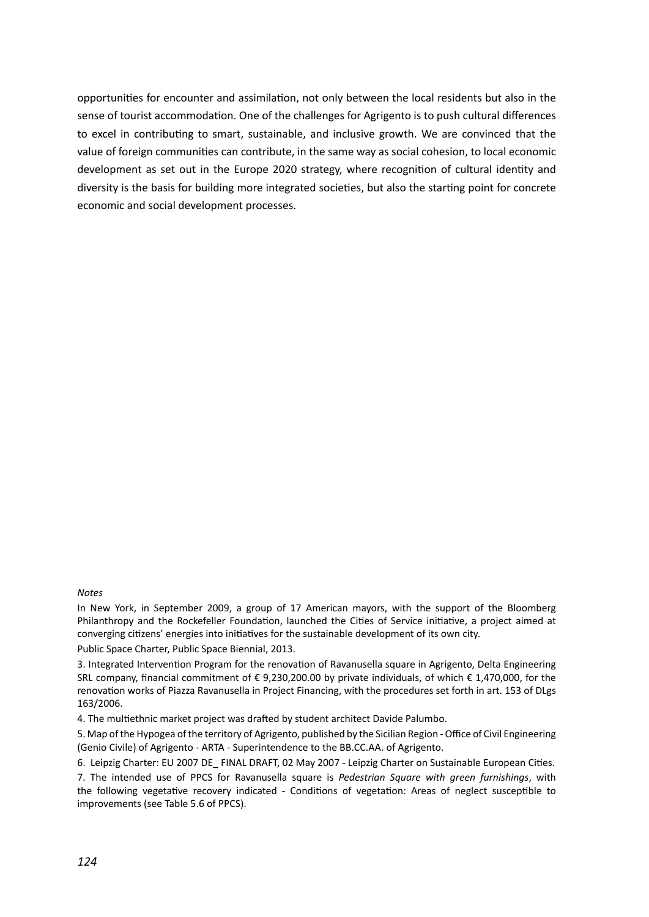opportunities for encounter and assimilation, not only between the local residents but also in the sense of tourist accommodation. One of the challenges for Agrigento is to push cultural differences to excel in contributing to smart, sustainable, and inclusive growth. We are convinced that the value of foreign communities can contribute, in the same way as social cohesion, to local economic development as set out in the Europe 2020 strategy, where recognition of cultural identity and diversity is the basis for building more integrated societies, but also the starting point for concrete economic and social development processes.

*Notes*

In New York, in September 2009, a group of 17 American mayors, with the support of the Bloomberg Philanthropy and the Rockefeller Foundation, launched the Cities of Service initiative, a project aimed at converging citizens' energies into initiatives for the sustainable development of its own city.

Public Space Charter, Public Space Biennial, 2013.

3. Integrated Intervention Program for the renovation of Ravanusella square in Agrigento, Delta Engineering SRL company, financial commitment of € 9,230,200.00 by private individuals, of which € 1,470,000, for the renovation works of Piazza Ravanusella in Project Financing, with the procedures set forth in art. 153 of DLgs 163/2006.

4. The multiethnic market project was drafted by student architect Davide Palumbo.

5. Map of the Hypogea of the territory of Agrigento, published by the Sicilian Region - Office of Civil Engineering (Genio Civile) of Agrigento - ARTA - Superintendence to the BB.CC.AA. of Agrigento.

6. Leipzig Charter: EU 2007 DE_ FINAL DRAFT, 02 May 2007 - Leipzig Charter on Sustainable European Cities.

7. The intended use of PPCS for Ravanusella square is *Pedestrian Square with green furnishings*, with the following vegetative recovery indicated - Conditions of vegetation: Areas of neglect susceptible to improvements (see Table 5.6 of PPCS).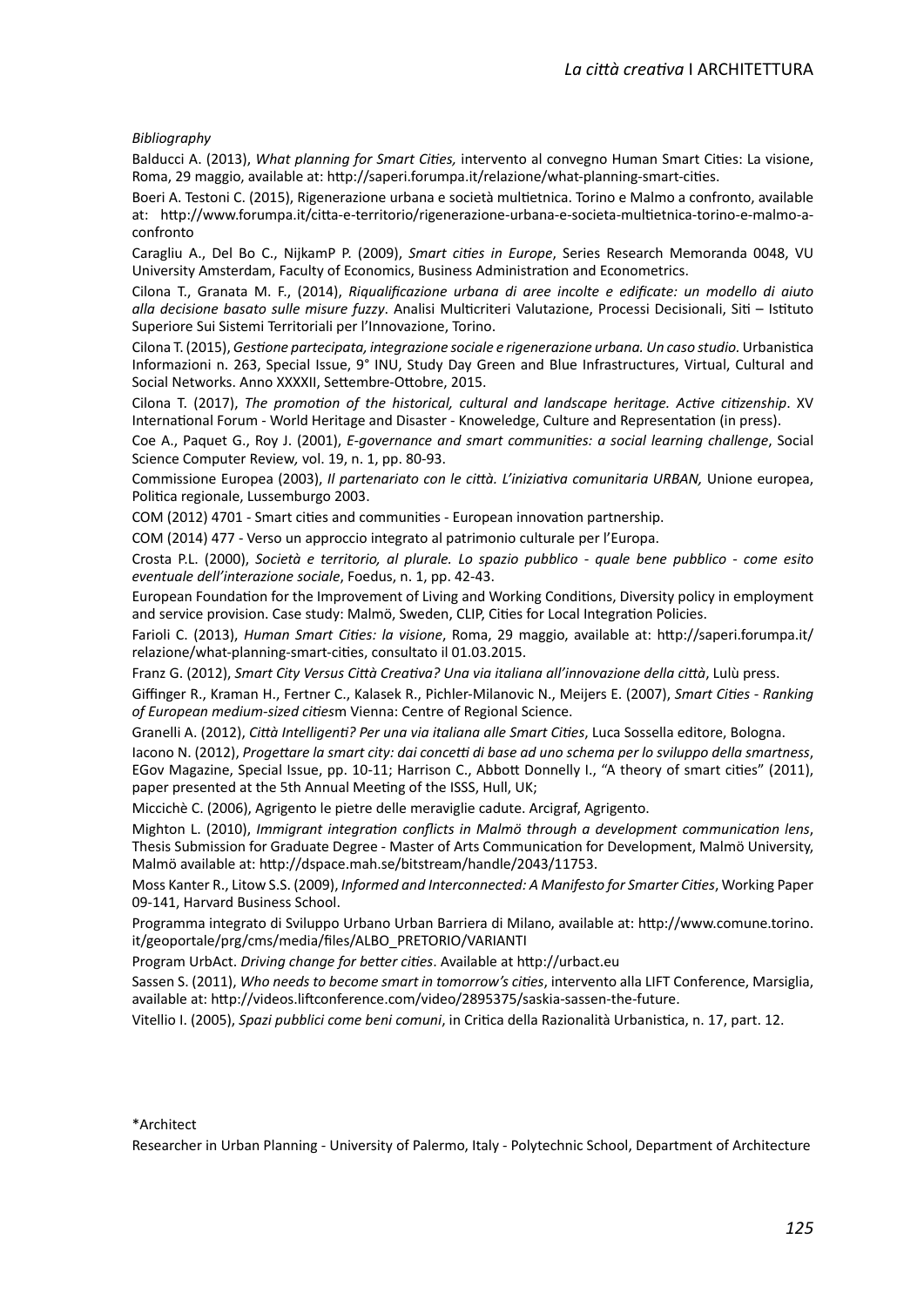*Bibliography*

Balducci A. (2013), *What planning for Smart Cities,* intervento al convegno Human Smart Cities: La visione, Roma, 29 maggio, available at: http://saperi.forumpa.it/relazione/what-planning-smart-cities.

Boeri A. Testoni C. (2015), Rigenerazione urbana e società multietnica. Torino e Malmo a confronto, available at: http://www.forumpa.it/citta-e-territorio/rigenerazione-urbana-e-societa-multietnica-torino-e-malmo-a-confronto

Caragliu A., Del Bo C., NijkamP P. (2009), *Smart cities in Europe*, Series Research Memoranda 0048, VU University Amsterdam, Faculty of Economics, Business Administration and Econometrics.

Cilona T., Granata M. F., (2014), *Riqualificazione urbana di aree incolte e edificate: un modello di aiuto alla decisione basato sulle misure fuzzy*. Analisi Multicriteri Valutazione, Processi Decisionali, Siti – Istituto Superiore Sui Sistemi Territoriali per l'Innovazione, Torino.

Cilona T. (2015), *Gestione partecipata, integrazione sociale e rigenerazione urbana. Un caso studio.* Urbanistica Informazioni n. 263, Special Issue, 9° INU, Study Day Green and Blue Infrastructures, Virtual, Cultural and Social Networks. Anno XXXXII, Settembre-Ottobre, 2015.

Cilona T. (2017), *The promotion of the historical, cultural and landscape heritage. Active citizenship*. XV International Forum - World Heritage and Disaster - Knoweledge, Culture and Representation (in press).

Coe A., Paquet G., Roy J. (2001), *E-governance and smart communities: a social learning challenge*, Social Science Computer Review*,* vol. 19, n. 1, pp. 80-93.

Commissione Europea (2003), *Il partenariato con le città. L'iniziativa comunitaria URBAN,* Unione europea, Politica regionale, Lussemburgo 2003.

COM (2012) 4701 - Smart cities and communities - European innovation partnership.

COM (2014) 477 - Verso un approccio integrato al patrimonio culturale per l'Europa.

Crosta P.L. (2000), *Società e territorio, al plurale. Lo spazio pubblico - quale bene pubblico - come esito eventuale dell'interazione sociale*, Foedus, n. 1, pp. 42-43.

European Foundation for the Improvement of Living and Working Conditions, Diversity policy in employment and service provision. Case study: Malmö, Sweden, CLIP, Cities for Local Integration Policies.

Farioli C. (2013), *Human Smart Cities: la visione*, Roma, 29 maggio, available at: http://saperi.forumpa.it/relazione/what-planning-smart-cities, consultato il 01.03.2015.

Franz G. (2012), *Smart City Versus Città Creativa? Una via italiana all'innovazione della città*, Lulù press.

Giffinger R., Kraman H., Fertner C., Kalasek R., Pichler-Milanovic N., Meijers E. (2007), *Smart Cities - Ranking of European medium-sized cities*m Vienna: Centre of Regional Science.

Granelli A. (2012), *Città Intelligenti? Per una via italiana alle Smart Cities*, Luca Sossella editore, Bologna.

Iacono N. (2012), *Progettare la smart city: dai concetti di base ad uno schema per lo sviluppo della smartness*, EGov Magazine, Special Issue, pp. 10-11; Harrison C., Abbott Donnelly I., "A theory of smart cities" (2011), paper presented at the 5th Annual Meeting of the ISSS, Hull, UK;

Micciché C. (2006), Agrigento le pietre delle meraviglie cadute. Arcigraf, Agrigento.

Mighton L. (2010), *Immigrant integration conflicts in Malmö through a development communication lens*, Thesis Submission for Graduate Degree - Master of Arts Communication for Development, Malmö University, Malmö available at: http://dspace.mah.se/bitstream/handle/2043/11753.

Moss Kanter R., Litow S.S. (2009), *Informed and Interconnected: A Manifesto for Smarter Cities*, Working Paper 09-141, Harvard Business School.

Programma integrato di Sviluppo Urbano Urban Barriera di Milano, available at: http://www.comune.torino.it/geoportale/prg/cms/media/files/ALBO_PRETORIO/VARIANTI

Program UrbAct. *Driving change for better cities*. Available at http://urbact.eu

Sassen S. (2011), *Who needs to become smart in tomorrow's cities*, intervento alla LIFT Conference, Marsiglia, available at: http://videos.liftconference.com/video/2895375/saskia-sassen-the-future.

Vitellio I. (2005), *Spazi pubblici come beni comuni*, in Critica della Razionalità Urbanistica, n. 17, part. 12.

*Architect

Researcher in Urban Planning - University of Palermo, Italy - Polytechnic School, Department of Architecture